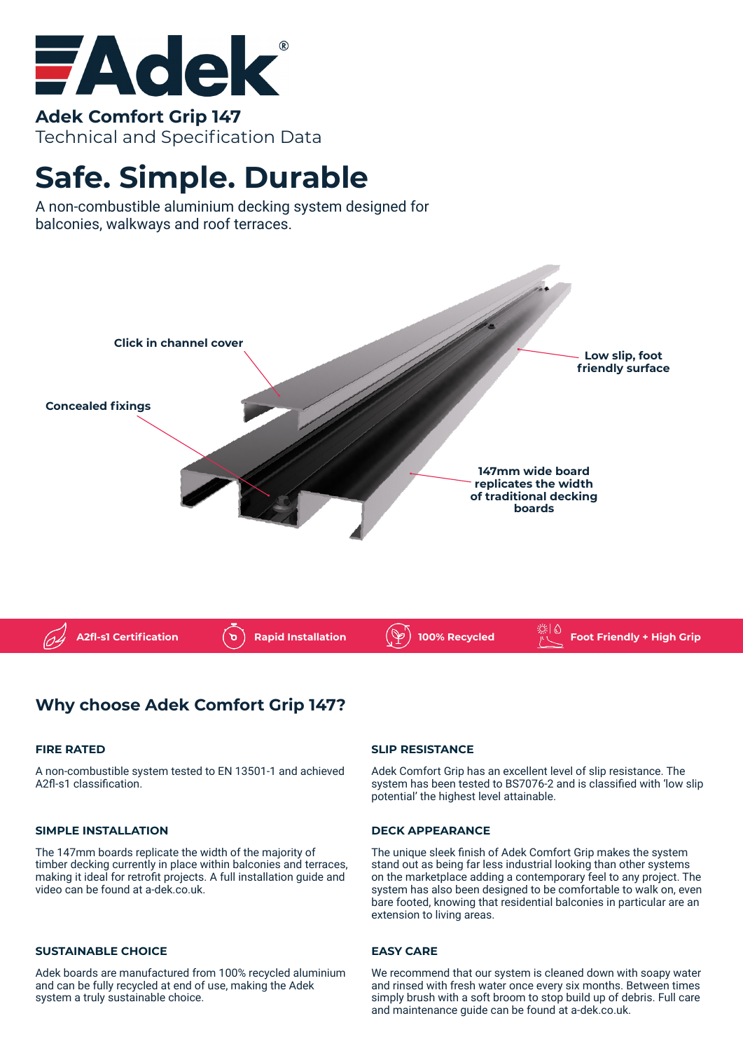# Adek

**Adek Comfort Grip 147**
Technical and Specification Data

# Safe. Simple. Durable

A non-combustible aluminium decking system designed for balconies, walkways and roof terraces.

Click in channel cover

Concealed fixings

Low slip, foot friendly surface

147mm wide board replicates the width of traditional decking boards

A2fl-s1 Certification | Rapid Installation | 100% Recycled | Foot Friendly + High Grip

## Why choose Adek Comfort Grip 147?

### FIRE RATED

A non-combustible system tested to EN 13501-1 and achieved A2fl-s1 classification.

### SIMPLE INSTALLATION

The 147mm boards replicate the width of the majority of timber decking currently in place within balconies and terraces, making it ideal for retrofit projects. A full installation guide and video can be found at a-dek.co.uk.

### SUSTAINABLE CHOICE

Adek boards are manufactured from 100% recycled aluminium and can be fully recycled at end of use, making the Adek system a truly sustainable choice.

### SLIP RESISTANCE

Adek Comfort Grip has an excellent level of slip resistance. The system has been tested to BS7076-2 and is classified with 'low slip potential' the highest level attainable.

### DECK APPEARANCE

The unique sleek finish of Adek Comfort Grip makes the system stand out as being far less industrial looking than other systems on the marketplace adding a contemporary feel to any project. The system has also been designed to be comfortable to walk on, even bare footed, knowing that residential balconies in particular are an extension to living areas.

### EASY CARE

We recommend that our system is cleaned down with soapy water and rinsed with fresh water once every six months. Between times simply brush with a soft broom to stop build up of debris. Full care and maintenance guide can be found at a-dek.co.uk.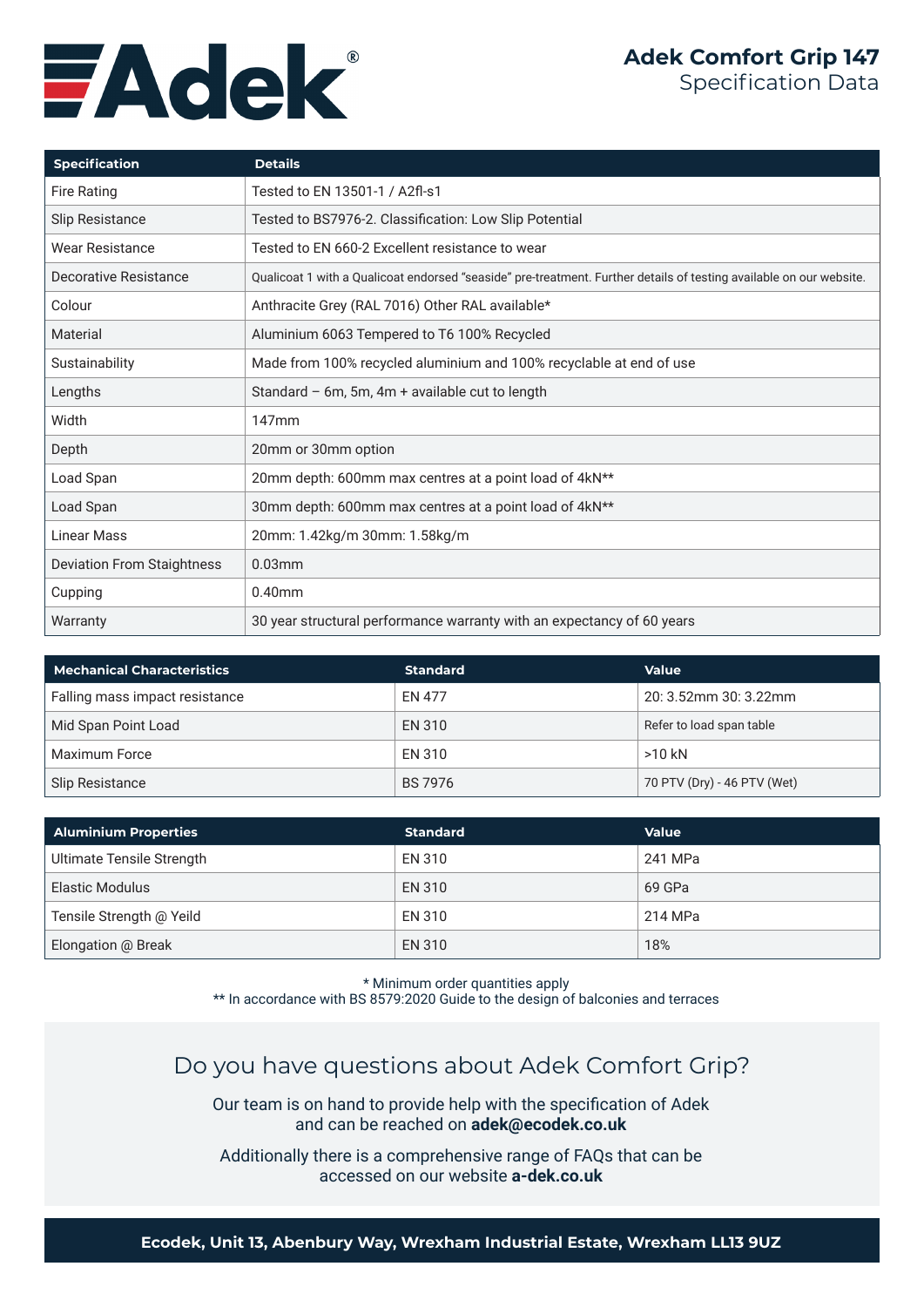# Adek Comfort Grip 147
## Specification Data

| Specification | Details |
|---|---|
| Fire Rating | Tested to EN 13501-1 / A2fl-s1 |
| Slip Resistance | Tested to BS7976-2. Classification: Low Slip Potential |
| Wear Resistance | Tested to EN 660-2 Excellent resistance to wear |
| Decorative Resistance | Qualicoat 1 with a Qualicoat endorsed "seaside" pre-treatment. Further details of testing available on our website. |
| Colour | Anthracite Grey (RAL 7016) Other RAL available* |
| Material | Aluminium 6063 Tempered to T6 100% Recycled |
| Sustainability | Made from 100% recycled aluminium and 100% recyclable at end of use |
| Lengths | Standard – 6m, 5m, 4m + available cut to length |
| Width | 147mm |
| Depth | 20mm or 30mm option |
| Load Span | 20mm depth: 600mm max centres at a point load of 4kN** |
| Load Span | 30mm depth: 600mm max centres at a point load of 4kN** |
| Linear Mass | 20mm: 1.42kg/m 30mm: 1.58kg/m |
| Deviation From Staightness | 0.03mm |
| Cupping | 0.40mm |
| Warranty | 30 year structural performance warranty with an expectancy of 60 years |

| Mechanical Characteristics | Standard | Value |
|---|---|---|
| Falling mass impact resistance | EN 477 | 20: 3.52mm 30: 3.22mm |
| Mid Span Point Load | EN 310 | Refer to load span table |
| Maximum Force | EN 310 | >10 kN |
| Slip Resistance | BS 7976 | 70 PTV (Dry) - 46 PTV (Wet) |

| Aluminium Properties | Standard | Value |
|---|---|---|
| Ultimate Tensile Strength | EN 310 | 241 MPa |
| Elastic Modulus | EN 310 | 69 GPa |
| Tensile Strength @ Yeild | EN 310 | 214 MPa |
| Elongation @ Break | EN 310 | 18% |

\* Minimum order quantities apply
** In accordance with BS 8579:2020 Guide to the design of balconies and terraces

## Do you have questions about Adek Comfort Grip?

Our team is on hand to provide help with the specification of Adek and can be reached on **adek@ecodek.co.uk**

Additionally there is a comprehensive range of FAQs that can be accessed on our website **a-dek.co.uk**

**Ecodek, Unit 13, Abenbury Way, Wrexham Industrial Estate, Wrexham LL13 9UZ**